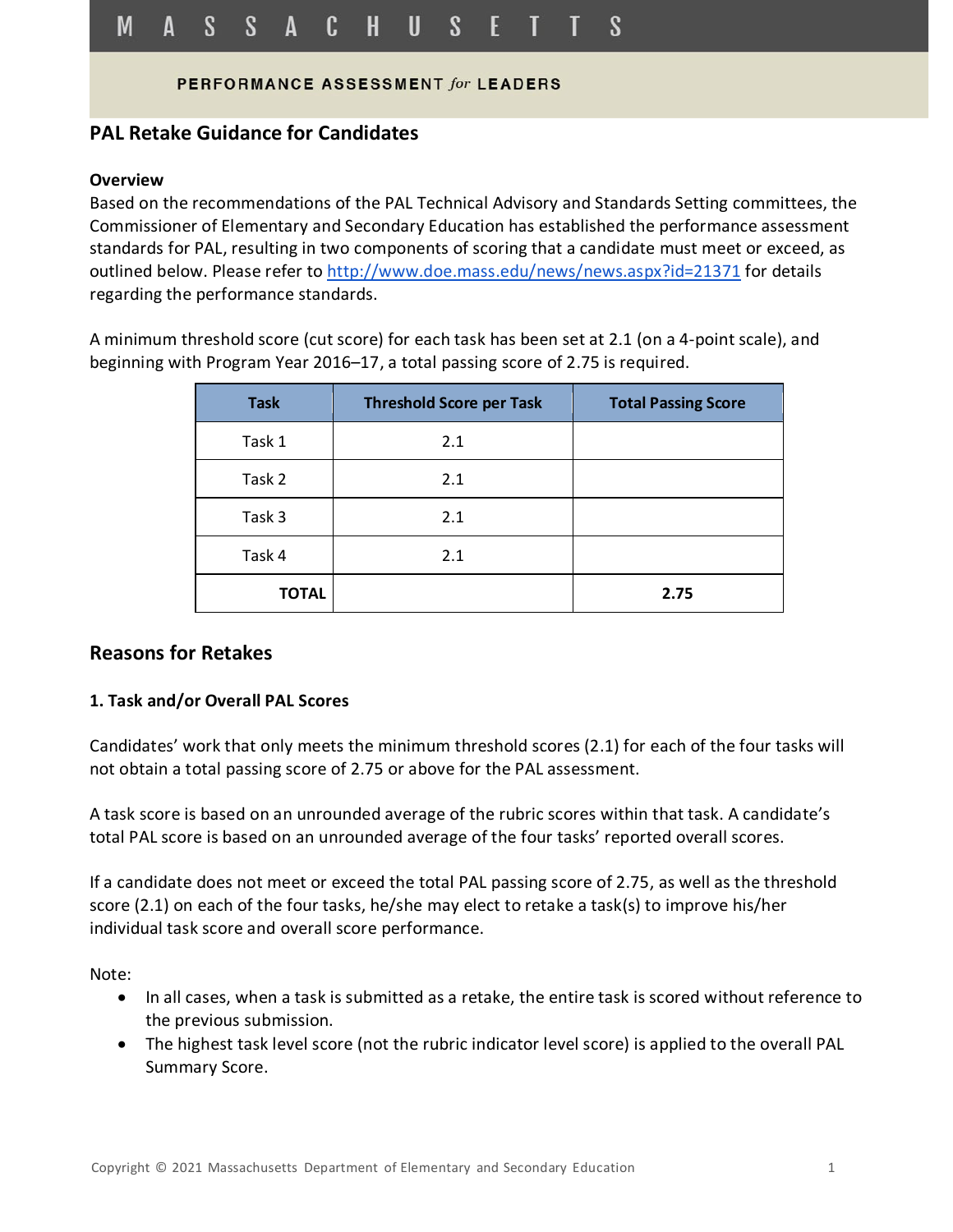M A S S A C H U S E T T S

PERFORMANCE ASSESSMENT *for* LEADERS

## PAL Retake Guidance for Candidates

### Overview

Based on the recommendations of the PAL Technical Advisory and Standards Setting committees, the Commissioner of Elementary and Secondary Education has established the performance assessment standards for PAL, resulting in two components of scoring that a candidate must meet or exceed, as outlined below. Please refer to http://www.doe.mass.edu/news/news.aspx?id=21371 for details regarding the performance standards.

A minimum threshold score (cut score) for each task has been set at 2.1 (on a 4-point scale), and beginning with Program Year 2016–17, a total passing score of 2.75 is required.

| Task | Threshold Score per Task | Total Passing Score |
|---|---|---|
| Task 1 | 2.1 | |
| Task 2 | 2.1 | |
| Task 3 | 2.1 | |
| Task 4 | 2.1 | |
| **TOTAL** | | **2.75** |

## Reasons for Retakes

### 1. Task and/or Overall PAL Scores

Candidates' work that only meets the minimum threshold scores (2.1) for each of the four tasks will not obtain a total passing score of 2.75 or above for the PAL assessment.

A task score is based on an unrounded average of the rubric scores within that task. A candidate's total PAL score is based on an unrounded average of the four tasks' reported overall scores.

If a candidate does not meet or exceed the total PAL passing score of 2.75, as well as the threshold score (2.1) on each of the four tasks, he/she may elect to retake a task(s) to improve his/her individual task score and overall score performance.

Note:

- In all cases, when a task is submitted as a retake, the entire task is scored without reference to the previous submission.
- The highest task level score (not the rubric indicator level score) is applied to the overall PAL Summary Score.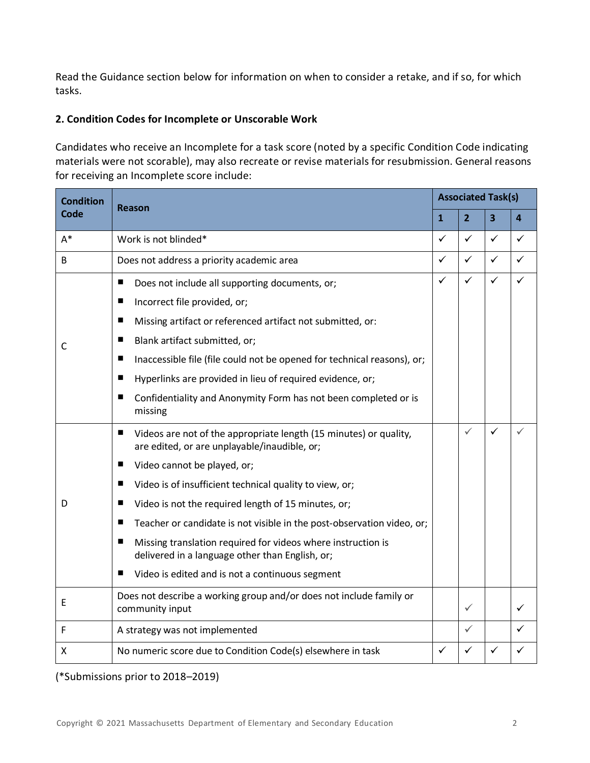Read the Guidance section below for information on when to consider a retake, and if so, for which tasks.

### 2. Condition Codes for Incomplete or Unscorable Work

Candidates who receive an Incomplete for a task score (noted by a specific Condition Code indicating materials were not scorable), may also recreate or revise materials for resubmission. General reasons for receiving an Incomplete score include:

| Condition Code | Reason | Associated Task(s) | | | |
|---|---|---|---|---|---|
| | | 1 | 2 | 3 | 4 |
| A* | Work is not blinded* | ✓ | ✓ | ✓ | ✓ |
| B | Does not address a priority academic area | ✓ | ✓ | ✓ | ✓ |
| C | ■ Does not include all supporting documents, or;<br>■ Incorrect file provided, or;<br>■ Missing artifact or referenced artifact not submitted, or:<br>■ Blank artifact submitted, or;<br>■ Inaccessible file (file could not be opened for technical reasons), or;<br>■ Hyperlinks are provided in lieu of required evidence, or;<br>■ Confidentiality and Anonymity Form has not been completed or is missing | ✓ | ✓ | ✓ | ✓ |
| D | ■ Videos are not of the appropriate length (15 minutes) or quality, are edited, or are unplayable/inaudible, or;<br>■ Video cannot be played, or;<br>■ Video is of insufficient technical quality to view, or;<br>■ Video is not the required length of 15 minutes, or;<br>■ Teacher or candidate is not visible in the post-observation video, or;<br>■ Missing translation required for videos where instruction is delivered in a language other than English, or;<br>■ Video is edited and is not a continuous segment | | ✓ | ✓ | ✓ |
| E | Does not describe a working group and/or does not include family or community input | | ✓ | | ✓ |
| F | A strategy was not implemented | | ✓ | | ✓ |
| X | No numeric score due to Condition Code(s) elsewhere in task | ✓ | ✓ | ✓ | ✓ |

(*Submissions prior to 2018–2019)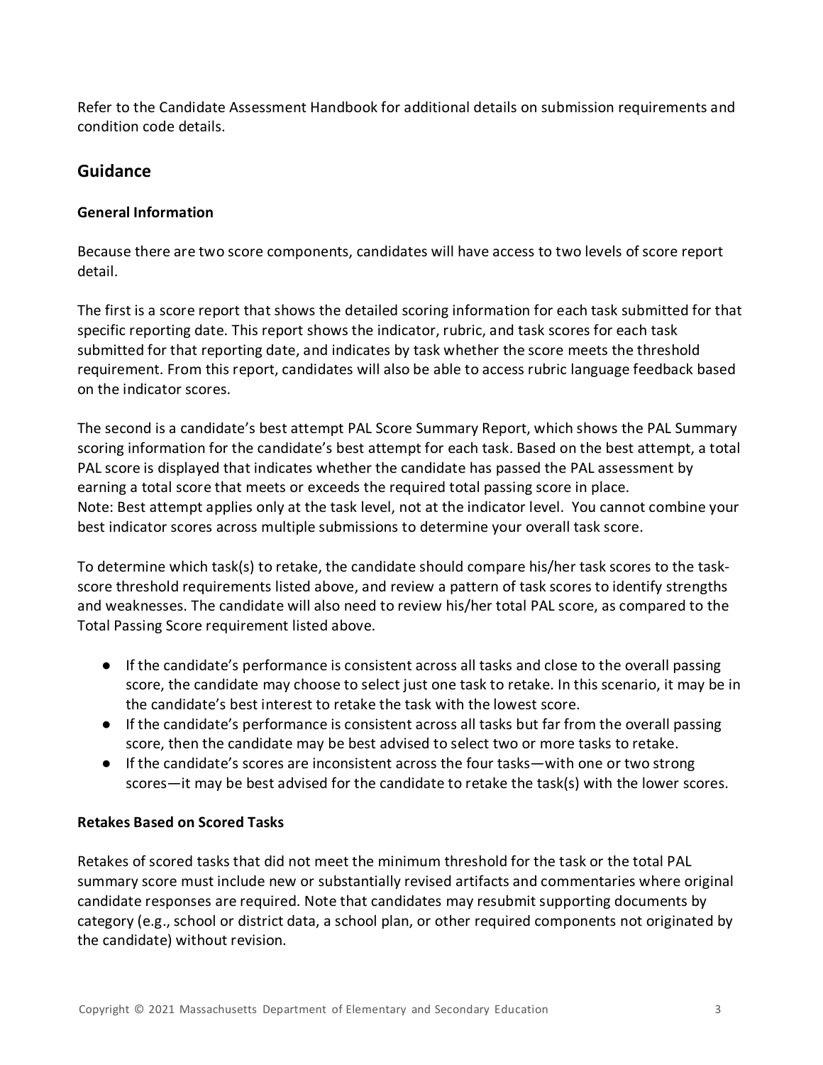Refer to the Candidate Assessment Handbook for additional details on submission requirements and condition code details.

## Guidance

### General Information

Because there are two score components, candidates will have access to two levels of score report detail.

The first is a score report that shows the detailed scoring information for each task submitted for that specific reporting date. This report shows the indicator, rubric, and task scores for each task submitted for that reporting date, and indicates by task whether the score meets the threshold requirement. From this report, candidates will also be able to access rubric language feedback based on the indicator scores.

The second is a candidate's best attempt PAL Score Summary Report, which shows the PAL Summary scoring information for the candidate's best attempt for each task. Based on the best attempt, a total PAL score is displayed that indicates whether the candidate has passed the PAL assessment by earning a total score that meets or exceeds the required total passing score in place.
Note: Best attempt applies only at the task level, not at the indicator level. You cannot combine your best indicator scores across multiple submissions to determine your overall task score.

To determine which task(s) to retake, the candidate should compare his/her task scores to the task-score threshold requirements listed above, and review a pattern of task scores to identify strengths and weaknesses. The candidate will also need to review his/her total PAL score, as compared to the Total Passing Score requirement listed above.

- If the candidate's performance is consistent across all tasks and close to the overall passing score, the candidate may choose to select just one task to retake. In this scenario, it may be in the candidate's best interest to retake the task with the lowest score.
- If the candidate's performance is consistent across all tasks but far from the overall passing score, then the candidate may be best advised to select two or more tasks to retake.
- If the candidate's scores are inconsistent across the four tasks—with one or two strong scores—it may be best advised for the candidate to retake the task(s) with the lower scores.

### Retakes Based on Scored Tasks

Retakes of scored tasks that did not meet the minimum threshold for the task or the total PAL summary score must include new or substantially revised artifacts and commentaries where original candidate responses are required. Note that candidates may resubmit supporting documents by category (e.g., school or district data, a school plan, or other required components not originated by the candidate) without revision.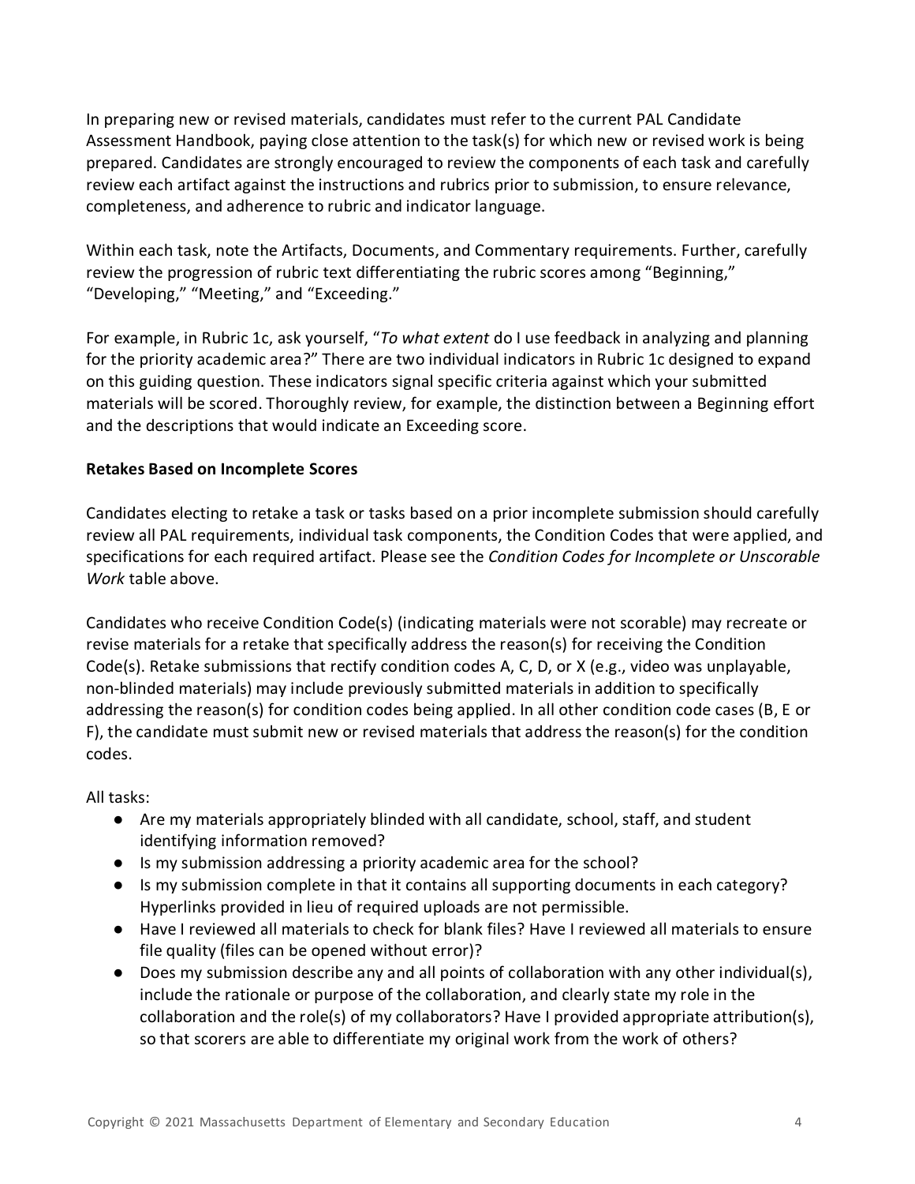In preparing new or revised materials, candidates must refer to the current PAL Candidate Assessment Handbook, paying close attention to the task(s) for which new or revised work is being prepared. Candidates are strongly encouraged to review the components of each task and carefully review each artifact against the instructions and rubrics prior to submission, to ensure relevance, completeness, and adherence to rubric and indicator language.

Within each task, note the Artifacts, Documents, and Commentary requirements. Further, carefully review the progression of rubric text differentiating the rubric scores among "Beginning," "Developing," "Meeting," and "Exceeding."

For example, in Rubric 1c, ask yourself, "*To what extent* do I use feedback in analyzing and planning for the priority academic area?" There are two individual indicators in Rubric 1c designed to expand on this guiding question. These indicators signal specific criteria against which your submitted materials will be scored. Thoroughly review, for example, the distinction between a Beginning effort and the descriptions that would indicate an Exceeding score.

**Retakes Based on Incomplete Scores**

Candidates electing to retake a task or tasks based on a prior incomplete submission should carefully review all PAL requirements, individual task components, the Condition Codes that were applied, and specifications for each required artifact. Please see the *Condition Codes for Incomplete or Unscorable Work* table above.

Candidates who receive Condition Code(s) (indicating materials were not scorable) may recreate or revise materials for a retake that specifically address the reason(s) for receiving the Condition Code(s). Retake submissions that rectify condition codes A, C, D, or X (e.g., video was unplayable, non-blinded materials) may include previously submitted materials in addition to specifically addressing the reason(s) for condition codes being applied. In all other condition code cases (B, E or F), the candidate must submit new or revised materials that address the reason(s) for the condition codes.

All tasks:

- Are my materials appropriately blinded with all candidate, school, staff, and student identifying information removed?
- Is my submission addressing a priority academic area for the school?
- Is my submission complete in that it contains all supporting documents in each category? Hyperlinks provided in lieu of required uploads are not permissible.
- Have I reviewed all materials to check for blank files? Have I reviewed all materials to ensure file quality (files can be opened without error)?
- Does my submission describe any and all points of collaboration with any other individual(s), include the rationale or purpose of the collaboration, and clearly state my role in the collaboration and the role(s) of my collaborators? Have I provided appropriate attribution(s), so that scorers are able to differentiate my original work from the work of others?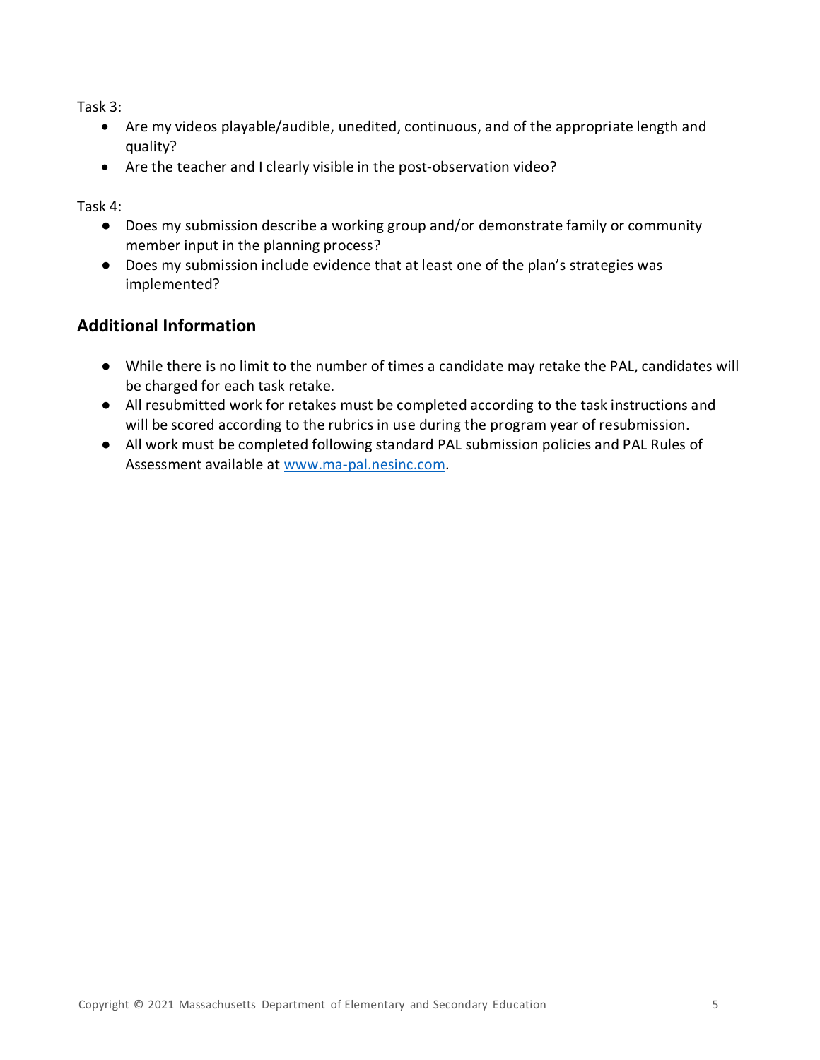Task 3:

- Are my videos playable/audible, unedited, continuous, and of the appropriate length and quality?
- Are the teacher and I clearly visible in the post-observation video?

Task 4:

- Does my submission describe a working group and/or demonstrate family or community member input in the planning process?
- Does my submission include evidence that at least one of the plan's strategies was implemented?

## Additional Information

- While there is no limit to the number of times a candidate may retake the PAL, candidates will be charged for each task retake.
- All resubmitted work for retakes must be completed according to the task instructions and will be scored according to the rubrics in use during the program year of resubmission.
- All work must be completed following standard PAL submission policies and PAL Rules of Assessment available at [www.ma-pal.nesinc.com](www.ma-pal.nesinc.com).

Copyright © 2021 Massachusetts Department of Elementary and Secondary Education